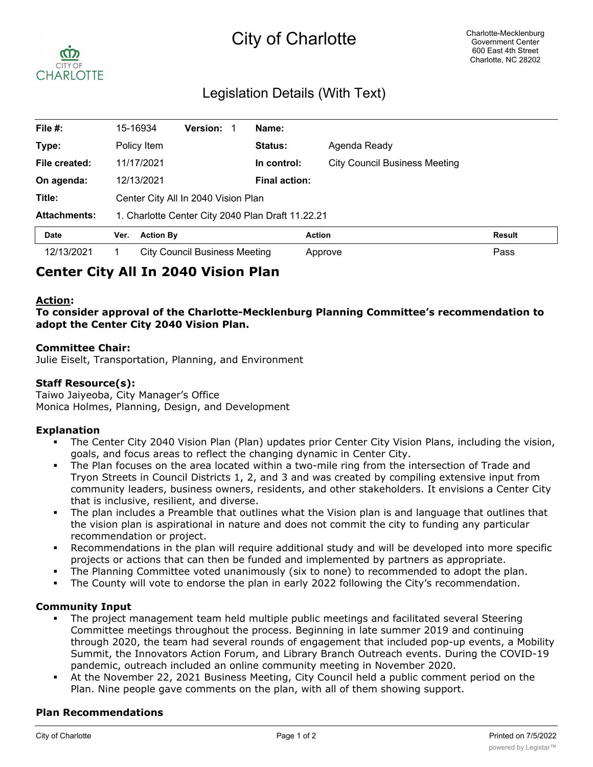# City of Charlotte

Charlotte-Mecklenburg Government Center
600 East 4th Street
Charlotte, NC 28202

## Legislation Details (With Text)

| | | | |
|---|---|---|---|
| **File #:** | 15-16934 **Version:** 1 | **Name:** | |
| **Type:** | Policy Item | **Status:** | Agenda Ready |
| **File created:** | 11/17/2021 | **In control:** | City Council Business Meeting |
| **On agenda:** | 12/13/2021 | **Final action:** | |
| **Title:** | Center City All In 2040 Vision Plan | | |
| **Attachments:** | 1. Charlotte Center City 2040 Plan Draft 11.22.21 | | |

| Date | Ver. | Action By | Action | Result |
|---|---|---|---|---|
| 12/13/2021 | 1 | City Council Business Meeting | Approve | Pass |

# Center City All In 2040 Vision Plan

### Action:

**To consider approval of the Charlotte-Mecklenburg Planning Committee's recommendation to adopt the Center City 2040 Vision Plan.**

### Committee Chair:

Julie Eiselt, Transportation, Planning, and Environment

### Staff Resource(s):

Taiwo Jaiyeoba, City Manager's Office
Monica Holmes, Planning, Design, and Development

### Explanation

- The Center City 2040 Vision Plan (Plan) updates prior Center City Vision Plans, including the vision, goals, and focus areas to reflect the changing dynamic in Center City.
- The Plan focuses on the area located within a two-mile ring from the intersection of Trade and Tryon Streets in Council Districts 1, 2, and 3 and was created by compiling extensive input from community leaders, business owners, residents, and other stakeholders. It envisions a Center City that is inclusive, resilient, and diverse.
- The plan includes a Preamble that outlines what the Vision plan is and language that outlines that the vision plan is aspirational in nature and does not commit the city to funding any particular recommendation or project.
- Recommendations in the plan will require additional study and will be developed into more specific projects or actions that can then be funded and implemented by partners as appropriate.
- The Planning Committee voted unanimously (six to none) to recommended to adopt the plan.
- The County will vote to endorse the plan in early 2022 following the City's recommendation.

### Community Input

- The project management team held multiple public meetings and facilitated several Steering Committee meetings throughout the process. Beginning in late summer 2019 and continuing through 2020, the team had several rounds of engagement that included pop-up events, a Mobility Summit, the Innovators Action Forum, and Library Branch Outreach events. During the COVID-19 pandemic, outreach included an online community meeting in November 2020.
- At the November 22, 2021 Business Meeting, City Council held a public comment period on the Plan. Nine people gave comments on the plan, with all of them showing support.

### Plan Recommendations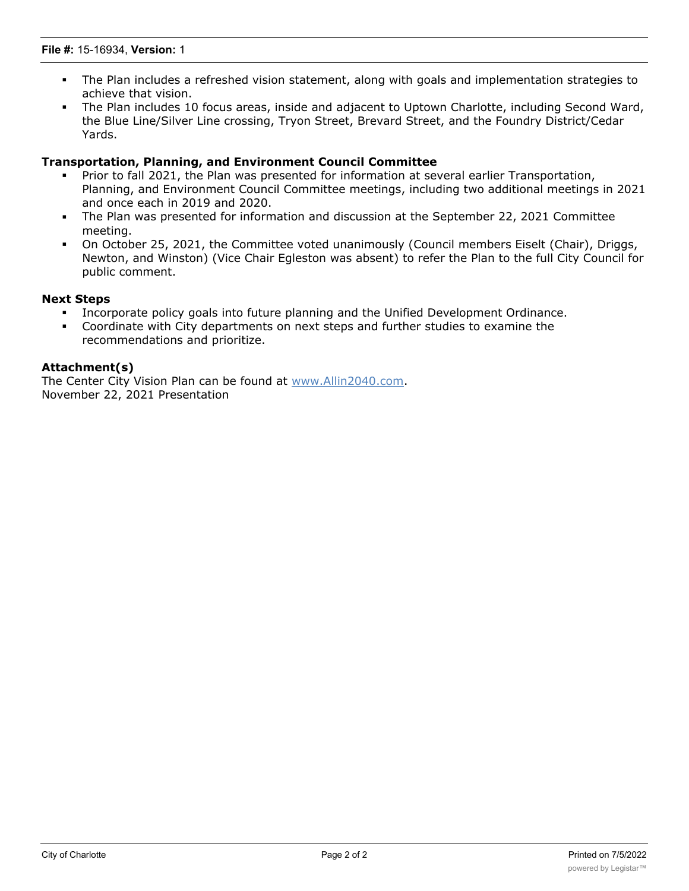- The Plan includes a refreshed vision statement, along with goals and implementation strategies to achieve that vision.
- The Plan includes 10 focus areas, inside and adjacent to Uptown Charlotte, including Second Ward, the Blue Line/Silver Line crossing, Tryon Street, Brevard Street, and the Foundry District/Cedar Yards.

**Transportation, Planning, and Environment Council Committee**

- Prior to fall 2021, the Plan was presented for information at several earlier Transportation, Planning, and Environment Council Committee meetings, including two additional meetings in 2021 and once each in 2019 and 2020.
- The Plan was presented for information and discussion at the September 22, 2021 Committee meeting.
- On October 25, 2021, the Committee voted unanimously (Council members Eiselt (Chair), Driggs, Newton, and Winston) (Vice Chair Egleston was absent) to refer the Plan to the full City Council for public comment.

**Next Steps**

- Incorporate policy goals into future planning and the Unified Development Ordinance.
- Coordinate with City departments on next steps and further studies to examine the recommendations and prioritize.

**Attachment(s)**

The Center City Vision Plan can be found at www.Allin2040.com.
November 22, 2021 Presentation